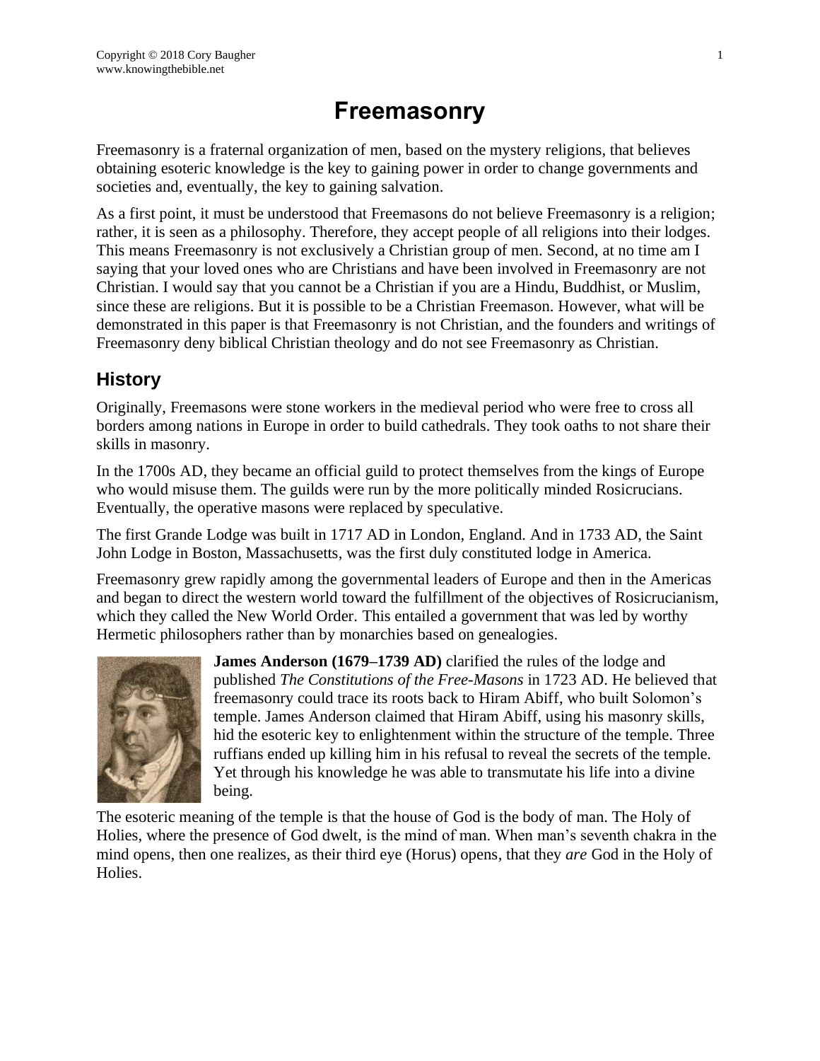# Freemasonry

Freemasonry is a fraternal organization of men, based on the mystery religions, that believes obtaining esoteric knowledge is the key to gaining power in order to change governments and societies and, eventually, the key to gaining salvation.

As a first point, it must be understood that Freemasons do not believe Freemasonry is a religion; rather, it is seen as a philosophy. Therefore, they accept people of all religions into their lodges. This means Freemasonry is not exclusively a Christian group of men. Second, at no time am I saying that your loved ones who are Christians and have been involved in Freemasonry are not Christian. I would say that you cannot be a Christian if you are a Hindu, Buddhist, or Muslim, since these are religions. But it is possible to be a Christian Freemason. However, what will be demonstrated in this paper is that Freemasonry is not Christian, and the founders and writings of Freemasonry deny biblical Christian theology and do not see Freemasonry as Christian.

## History

Originally, Freemasons were stone workers in the medieval period who were free to cross all borders among nations in Europe in order to build cathedrals. They took oaths to not share their skills in masonry.

In the 1700s AD, they became an official guild to protect themselves from the kings of Europe who would misuse them. The guilds were run by the more politically minded Rosicrucians. Eventually, the operative masons were replaced by speculative.

The first Grande Lodge was built in 1717 AD in London, England. And in 1733 AD, the Saint John Lodge in Boston, Massachusetts, was the first duly constituted lodge in America.

Freemasonry grew rapidly among the governmental leaders of Europe and then in the Americas and began to direct the western world toward the fulfillment of the objectives of Rosicrucianism, which they called the New World Order. This entailed a government that was led by worthy Hermetic philosophers rather than by monarchies based on genealogies.

**James Anderson (1679–1739 AD)** clarified the rules of the lodge and published *The Constitutions of the Free-Masons* in 1723 AD. He believed that freemasonry could trace its roots back to Hiram Abiff, who built Solomon's temple. James Anderson claimed that Hiram Abiff, using his masonry skills, hid the esoteric key to enlightenment within the structure of the temple. Three ruffians ended up killing him in his refusal to reveal the secrets of the temple. Yet through his knowledge he was able to transmutate his life into a divine being.

The esoteric meaning of the temple is that the house of God is the body of man. The Holy of Holies, where the presence of God dwelt, is the mind of man. When man's seventh chakra in the mind opens, then one realizes, as their third eye (Horus) opens, that they *are* God in the Holy of Holies.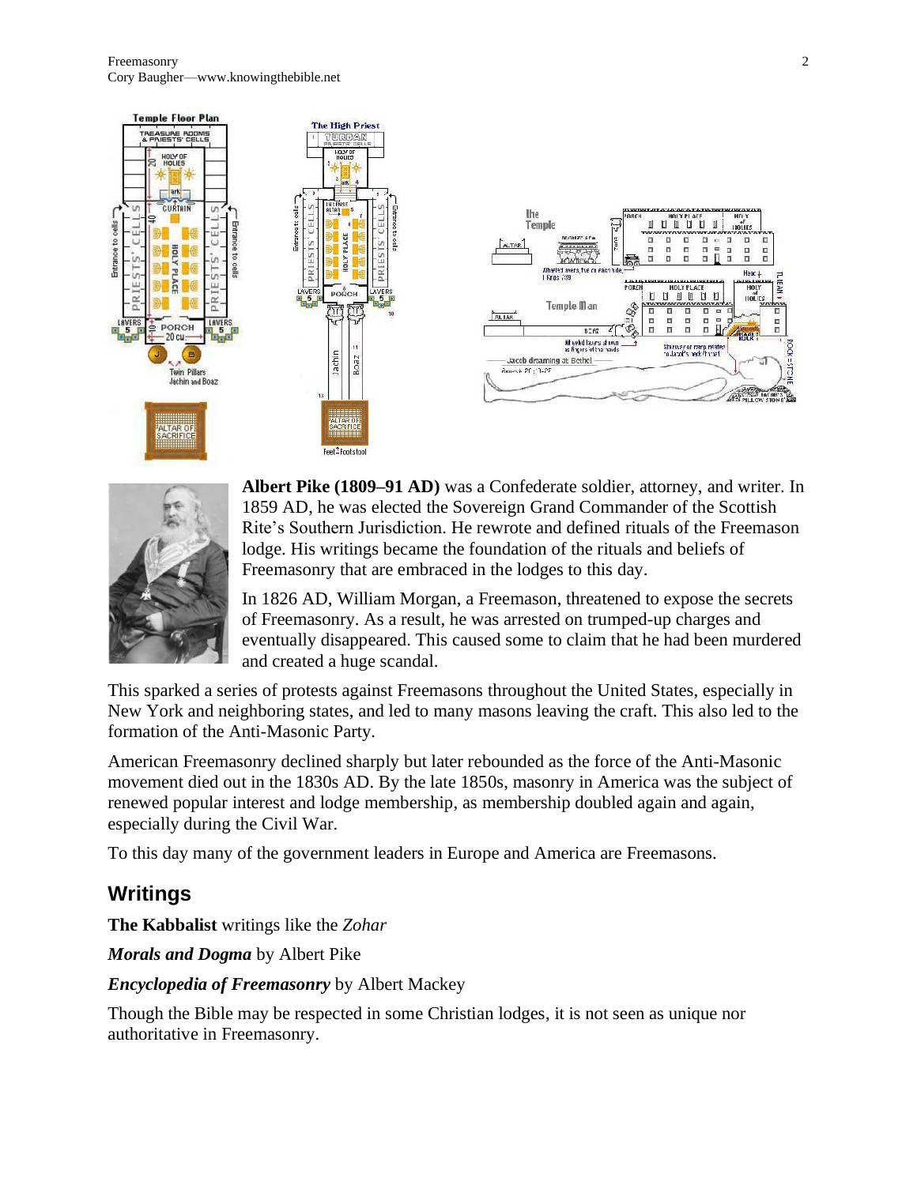**Albert Pike (1809–91 AD)** was a Confederate soldier, attorney, and writer. In 1859 AD, he was elected the Sovereign Grand Commander of the Scottish Rite's Southern Jurisdiction. He rewrote and defined rituals of the Freemason lodge. His writings became the foundation of the rituals and beliefs of Freemasonry that are embraced in the lodges to this day.

In 1826 AD, William Morgan, a Freemason, threatened to expose the secrets of Freemasonry. As a result, he was arrested on trumped-up charges and eventually disappeared. This caused some to claim that he had been murdered and created a huge scandal.

This sparked a series of protests against Freemasons throughout the United States, especially in New York and neighboring states, and led to many masons leaving the craft. This also led to the formation of the Anti-Masonic Party.

American Freemasonry declined sharply but later rebounded as the force of the Anti-Masonic movement died out in the 1830s AD. By the late 1850s, masonry in America was the subject of renewed popular interest and lodge membership, as membership doubled again and again, especially during the Civil War.

To this day many of the government leaders in Europe and America are Freemasons.

## Writings

**The Kabbalist** writings like the *Zohar*

***Morals and Dogma*** by Albert Pike

***Encyclopedia of Freemasonry*** by Albert Mackey

Though the Bible may be respected in some Christian lodges, it is not seen as unique nor authoritative in Freemasonry.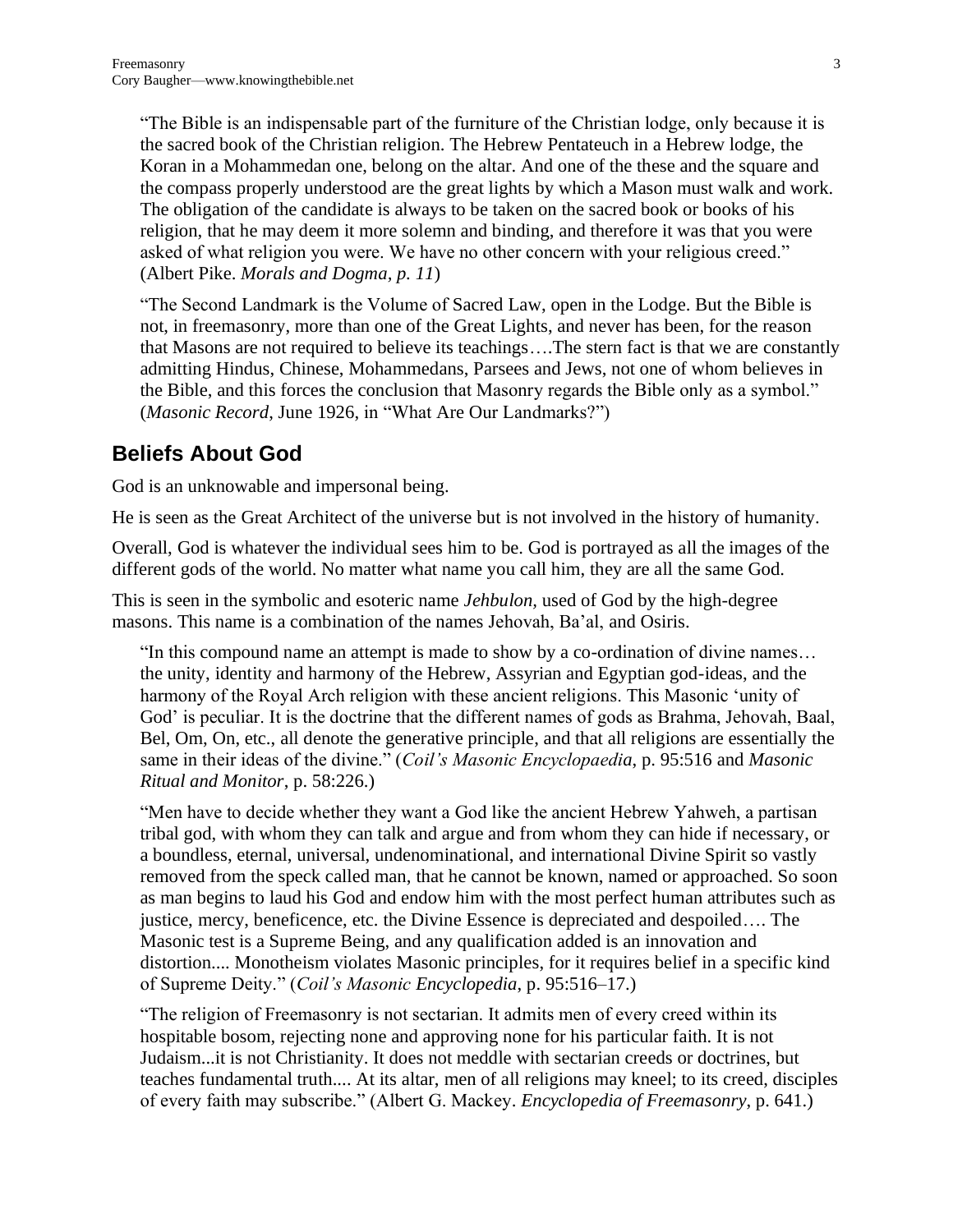> "The Bible is an indispensable part of the furniture of the Christian lodge, only because it is the sacred book of the Christian religion. The Hebrew Pentateuch in a Hebrew lodge, the Koran in a Mohammedan one, belong on the altar. And one of the these and the square and the compass properly understood are the great lights by which a Mason must walk and work. The obligation of the candidate is always to be taken on the sacred book or books of his religion, that he may deem it more solemn and binding, and therefore it was that you were asked of what religion you were. We have no other concern with your religious creed." (Albert Pike. *Morals and Dogma, p. 11*)

> "The Second Landmark is the Volume of Sacred Law, open in the Lodge. But the Bible is not, in freemasonry, more than one of the Great Lights, and never has been, for the reason that Masons are not required to believe its teachings….The stern fact is that we are constantly admitting Hindus, Chinese, Mohammedans, Parsees and Jews, not one of whom believes in the Bible, and this forces the conclusion that Masonry regards the Bible only as a symbol." (*Masonic Record*, June 1926, in "What Are Our Landmarks?")

## Beliefs About God

God is an unknowable and impersonal being.

He is seen as the Great Architect of the universe but is not involved in the history of humanity.

Overall, God is whatever the individual sees him to be. God is portrayed as all the images of the different gods of the world. No matter what name you call him, they are all the same God.

This is seen in the symbolic and esoteric name *Jehbulon,* used of God by the high-degree masons. This name is a combination of the names Jehovah, Ba'al, and Osiris.

> "In this compound name an attempt is made to show by a co-ordination of divine names… the unity, identity and harmony of the Hebrew, Assyrian and Egyptian god-ideas, and the harmony of the Royal Arch religion with these ancient religions. This Masonic 'unity of God' is peculiar. It is the doctrine that the different names of gods as Brahma, Jehovah, Baal, Bel, Om, On, etc., all denote the generative principle, and that all religions are essentially the same in their ideas of the divine." (*Coil's Masonic Encyclopaedia*, p. 95:516 and *Masonic Ritual and Monitor*, p. 58:226.)

> "Men have to decide whether they want a God like the ancient Hebrew Yahweh, a partisan tribal god, with whom they can talk and argue and from whom they can hide if necessary, or a boundless, eternal, universal, undenominational, and international Divine Spirit so vastly removed from the speck called man, that he cannot be known, named or approached. So soon as man begins to laud his God and endow him with the most perfect human attributes such as justice, mercy, beneficence, etc. the Divine Essence is depreciated and despoiled…. The Masonic test is a Supreme Being, and any qualification added is an innovation and distortion.... Monotheism violates Masonic principles, for it requires belief in a specific kind of Supreme Deity." (*Coil's Masonic Encyclopedia*, p. 95:516–17.)

> "The religion of Freemasonry is not sectarian. It admits men of every creed within its hospitable bosom, rejecting none and approving none for his particular faith. It is not Judaism...it is not Christianity. It does not meddle with sectarian creeds or doctrines, but teaches fundamental truth.... At its altar, men of all religions may kneel; to its creed, disciples of every faith may subscribe." (Albert G. Mackey. *Encyclopedia of Freemasonry*, p. 641.)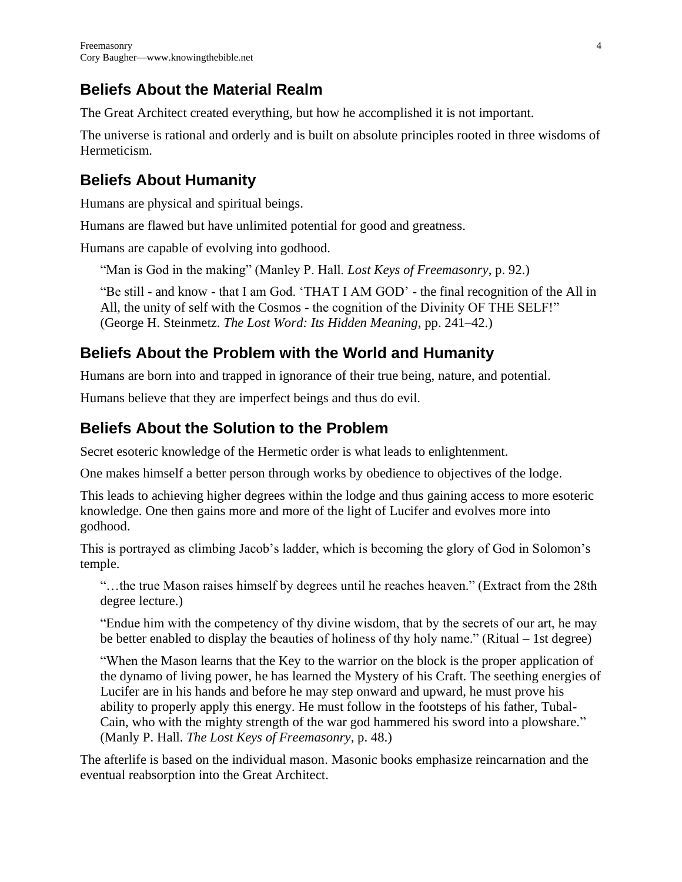## Beliefs About the Material Realm

The Great Architect created everything, but how he accomplished it is not important.

The universe is rational and orderly and is built on absolute principles rooted in three wisdoms of Hermeticism.

## Beliefs About Humanity

Humans are physical and spiritual beings.

Humans are flawed but have unlimited potential for good and greatness.

Humans are capable of evolving into godhood.

> "Man is God in the making" (Manley P. Hall. *Lost Keys of Freemasonry*, p. 92.)
>
> "Be still - and know - that I am God. 'THAT I AM GOD' - the final recognition of the All in All, the unity of self with the Cosmos - the cognition of the Divinity OF THE SELF!" (George H. Steinmetz. *The Lost Word: Its Hidden Meaning*, pp. 241–42.)

## Beliefs About the Problem with the World and Humanity

Humans are born into and trapped in ignorance of their true being, nature, and potential.

Humans believe that they are imperfect beings and thus do evil.

## Beliefs About the Solution to the Problem

Secret esoteric knowledge of the Hermetic order is what leads to enlightenment.

One makes himself a better person through works by obedience to objectives of the lodge.

This leads to achieving higher degrees within the lodge and thus gaining access to more esoteric knowledge. One then gains more and more of the light of Lucifer and evolves more into godhood.

This is portrayed as climbing Jacob's ladder, which is becoming the glory of God in Solomon's temple.

> "…the true Mason raises himself by degrees until he reaches heaven." (Extract from the 28th degree lecture.)
>
> "Endue him with the competency of thy divine wisdom, that by the secrets of our art, he may be better enabled to display the beauties of holiness of thy holy name." (Ritual – 1st degree)
>
> "When the Mason learns that the Key to the warrior on the block is the proper application of the dynamo of living power, he has learned the Mystery of his Craft. The seething energies of Lucifer are in his hands and before he may step onward and upward, he must prove his ability to properly apply this energy. He must follow in the footsteps of his father, Tubal-Cain, who with the mighty strength of the war god hammered his sword into a plowshare." (Manly P. Hall. *The Lost Keys of Freemasonry*, p. 48.)

The afterlife is based on the individual mason. Masonic books emphasize reincarnation and the eventual reabsorption into the Great Architect.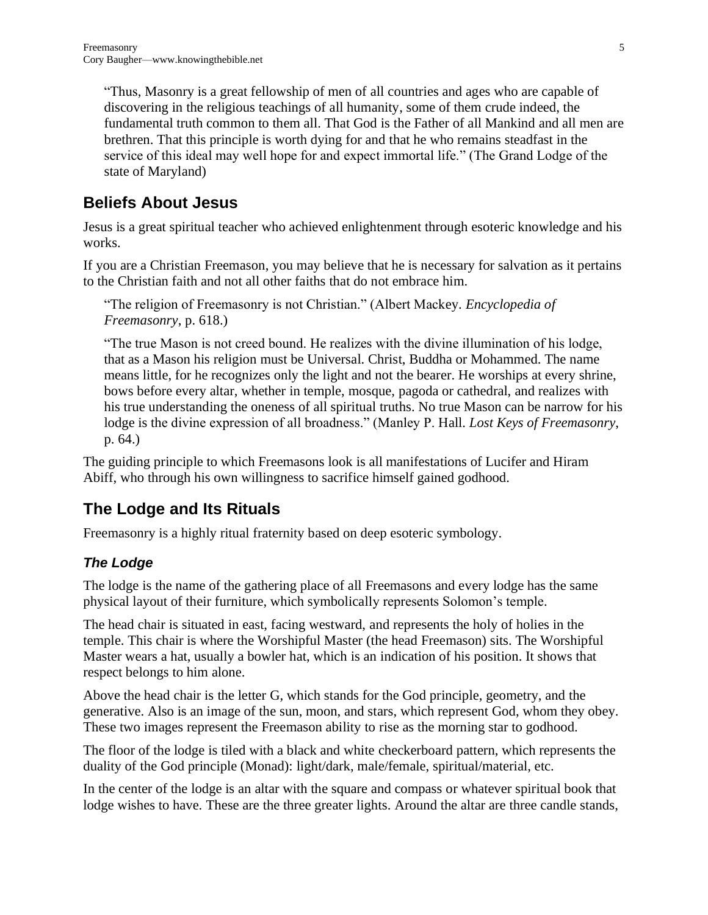> "Thus, Masonry is a great fellowship of men of all countries and ages who are capable of discovering in the religious teachings of all humanity, some of them crude indeed, the fundamental truth common to them all. That God is the Father of all Mankind and all men are brethren. That this principle is worth dying for and that he who remains steadfast in the service of this ideal may well hope for and expect immortal life." (The Grand Lodge of the state of Maryland)

## Beliefs About Jesus

Jesus is a great spiritual teacher who achieved enlightenment through esoteric knowledge and his works.

If you are a Christian Freemason, you may believe that he is necessary for salvation as it pertains to the Christian faith and not all other faiths that do not embrace him.

> "The religion of Freemasonry is not Christian." (Albert Mackey. *Encyclopedia of Freemasonry*, p. 618.)

> "The true Mason is not creed bound. He realizes with the divine illumination of his lodge, that as a Mason his religion must be Universal. Christ, Buddha or Mohammed. The name means little, for he recognizes only the light and not the bearer. He worships at every shrine, bows before every altar, whether in temple, mosque, pagoda or cathedral, and realizes with his true understanding the oneness of all spiritual truths. No true Mason can be narrow for his lodge is the divine expression of all broadness." (Manley P. Hall. *Lost Keys of Freemasonry*, p. 64.)

The guiding principle to which Freemasons look is all manifestations of Lucifer and Hiram Abiff, who through his own willingness to sacrifice himself gained godhood.

## The Lodge and Its Rituals

Freemasonry is a highly ritual fraternity based on deep esoteric symbology.

### *The Lodge*

The lodge is the name of the gathering place of all Freemasons and every lodge has the same physical layout of their furniture, which symbolically represents Solomon's temple.

The head chair is situated in east, facing westward, and represents the holy of holies in the temple. This chair is where the Worshipful Master (the head Freemason) sits. The Worshipful Master wears a hat, usually a bowler hat, which is an indication of his position. It shows that respect belongs to him alone.

Above the head chair is the letter G, which stands for the God principle, geometry, and the generative. Also is an image of the sun, moon, and stars, which represent God, whom they obey. These two images represent the Freemason ability to rise as the morning star to godhood.

The floor of the lodge is tiled with a black and white checkerboard pattern, which represents the duality of the God principle (Monad): light/dark, male/female, spiritual/material, etc.

In the center of the lodge is an altar with the square and compass or whatever spiritual book that lodge wishes to have. These are the three greater lights. Around the altar are three candle stands,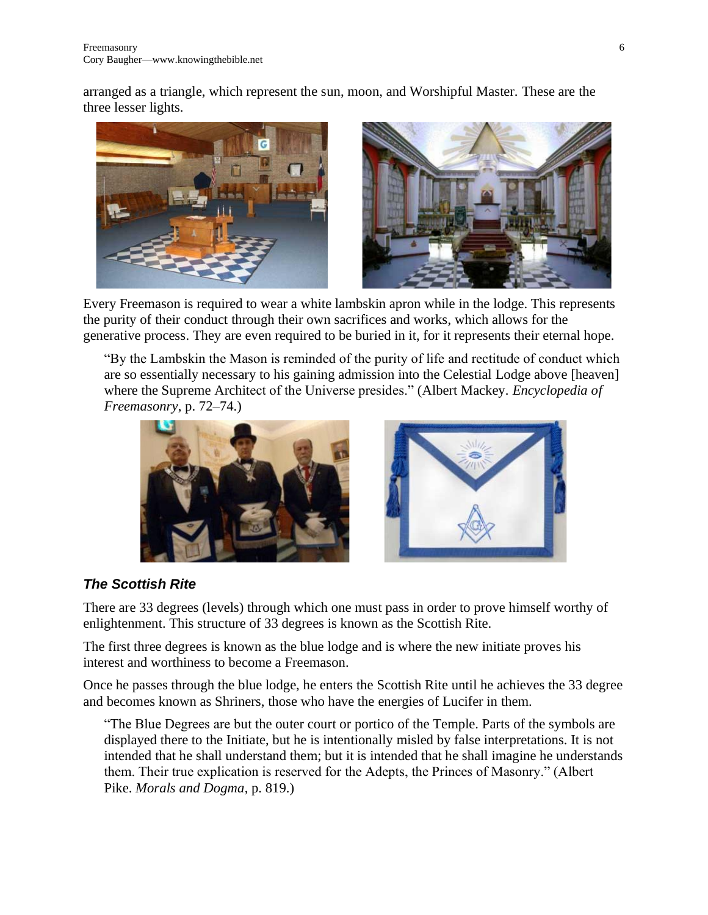arranged as a triangle, which represent the sun, moon, and Worshipful Master. These are the three lesser lights.

Every Freemason is required to wear a white lambskin apron while in the lodge. This represents the purity of their conduct through their own sacrifices and works, which allows for the generative process. They are even required to be buried in it, for it represents their eternal hope.

> "By the Lambskin the Mason is reminded of the purity of life and rectitude of conduct which are so essentially necessary to his gaining admission into the Celestial Lodge above [heaven] where the Supreme Architect of the Universe presides." (Albert Mackey. *Encyclopedia of Freemasonry*, p. 72–74.)

### *The Scottish Rite*

There are 33 degrees (levels) through which one must pass in order to prove himself worthy of enlightenment. This structure of 33 degrees is known as the Scottish Rite.

The first three degrees is known as the blue lodge and is where the new initiate proves his interest and worthiness to become a Freemason.

Once he passes through the blue lodge, he enters the Scottish Rite until he achieves the 33 degree and becomes known as Shriners, those who have the energies of Lucifer in them.

> "The Blue Degrees are but the outer court or portico of the Temple. Parts of the symbols are displayed there to the Initiate, but he is intentionally misled by false interpretations. It is not intended that he shall understand them; but it is intended that he shall imagine he understands them. Their true explication is reserved for the Adepts, the Princes of Masonry." (Albert Pike. *Morals and Dogma*, p. 819.)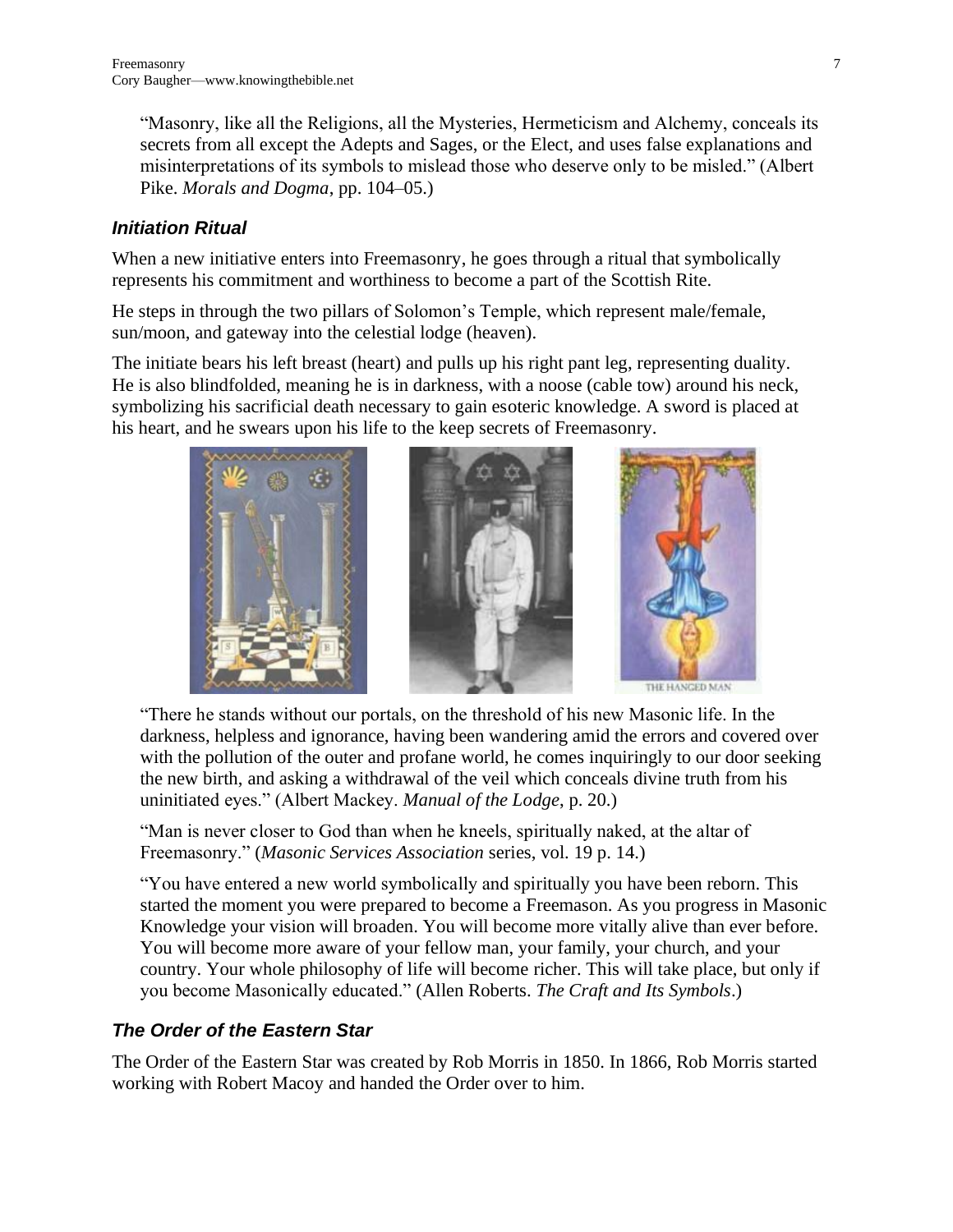> "Masonry, like all the Religions, all the Mysteries, Hermeticism and Alchemy, conceals its secrets from all except the Adepts and Sages, or the Elect, and uses false explanations and misinterpretations of its symbols to mislead those who deserve only to be misled." (Albert Pike. *Morals and Dogma*, pp. 104–05.)

### *Initiation Ritual*

When a new initiative enters into Freemasonry, he goes through a ritual that symbolically represents his commitment and worthiness to become a part of the Scottish Rite.

He steps in through the two pillars of Solomon's Temple, which represent male/female, sun/moon, and gateway into the celestial lodge (heaven).

The initiate bears his left breast (heart) and pulls up his right pant leg, representing duality. He is also blindfolded, meaning he is in darkness, with a noose (cable tow) around his neck, symbolizing his sacrificial death necessary to gain esoteric knowledge. A sword is placed at his heart, and he swears upon his life to the keep secrets of Freemasonry.

THE HANGED MAN

> "There he stands without our portals, on the threshold of his new Masonic life. In the darkness, helpless and ignorance, having been wandering amid the errors and covered over with the pollution of the outer and profane world, he comes inquiringly to our door seeking the new birth, and asking a withdrawal of the veil which conceals divine truth from his uninitiated eyes." (Albert Mackey. *Manual of the Lodge*, p. 20.)

> "Man is never closer to God than when he kneels, spiritually naked, at the altar of Freemasonry." (*Masonic Services Association* series, vol. 19 p. 14.)

> "You have entered a new world symbolically and spiritually you have been reborn. This started the moment you were prepared to become a Freemason. As you progress in Masonic Knowledge your vision will broaden. You will become more vitally alive than ever before. You will become more aware of your fellow man, your family, your church, and your country. Your whole philosophy of life will become richer. This will take place, but only if you become Masonically educated." (Allen Roberts. *The Craft and Its Symbols*.)

### *The Order of the Eastern Star*

The Order of the Eastern Star was created by Rob Morris in 1850. In 1866, Rob Morris started working with Robert Macoy and handed the Order over to him.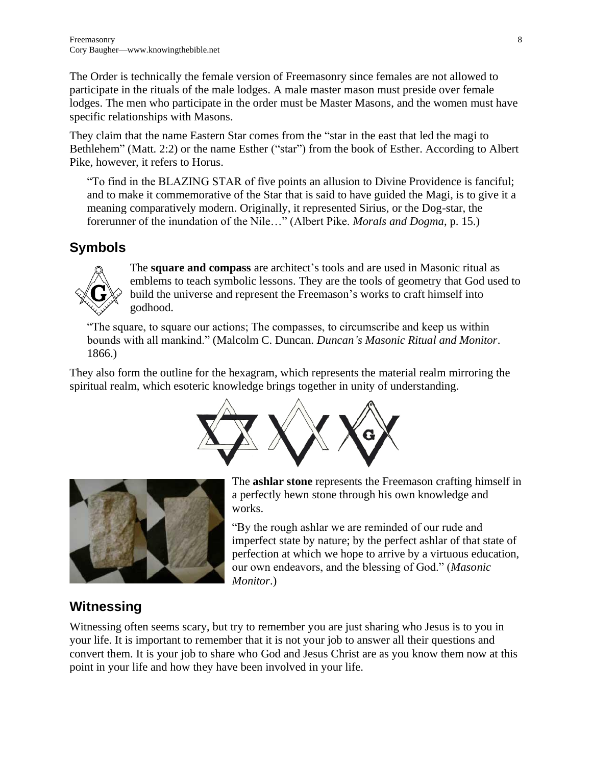The Order is technically the female version of Freemasonry since females are not allowed to participate in the rituals of the male lodges. A male master mason must preside over female lodges. The men who participate in the order must be Master Masons, and the women must have specific relationships with Masons.

They claim that the name Eastern Star comes from the "star in the east that led the magi to Bethlehem" (Matt. 2:2) or the name Esther ("star") from the book of Esther. According to Albert Pike, however, it refers to Horus.

> "To find in the BLAZING STAR of five points an allusion to Divine Providence is fanciful; and to make it commemorative of the Star that is said to have guided the Magi, is to give it a meaning comparatively modern. Originally, it represented Sirius, or the Dog-star, the forerunner of the inundation of the Nile…" (Albert Pike. *Morals and Dogma*, p. 15.)

## Symbols

The **square and compass** are architect's tools and are used in Masonic ritual as emblems to teach symbolic lessons. They are the tools of geometry that God used to build the universe and represent the Freemason's works to craft himself into godhood.

> "The square, to square our actions; The compasses, to circumscribe and keep us within bounds with all mankind." (Malcolm C. Duncan. *Duncan's Masonic Ritual and Monitor*. 1866.)

They also form the outline for the hexagram, which represents the material realm mirroring the spiritual realm, which esoteric knowledge brings together in unity of understanding.

The **ashlar stone** represents the Freemason crafting himself in a perfectly hewn stone through his own knowledge and works.

> "By the rough ashlar we are reminded of our rude and imperfect state by nature; by the perfect ashlar of that state of perfection at which we hope to arrive by a virtuous education, our own endeavors, and the blessing of God." (*Masonic Monitor*.)

## Witnessing

Witnessing often seems scary, but try to remember you are just sharing who Jesus is to you in your life. It is important to remember that it is not your job to answer all their questions and convert them. It is your job to share who God and Jesus Christ are as you know them now at this point in your life and how they have been involved in your life.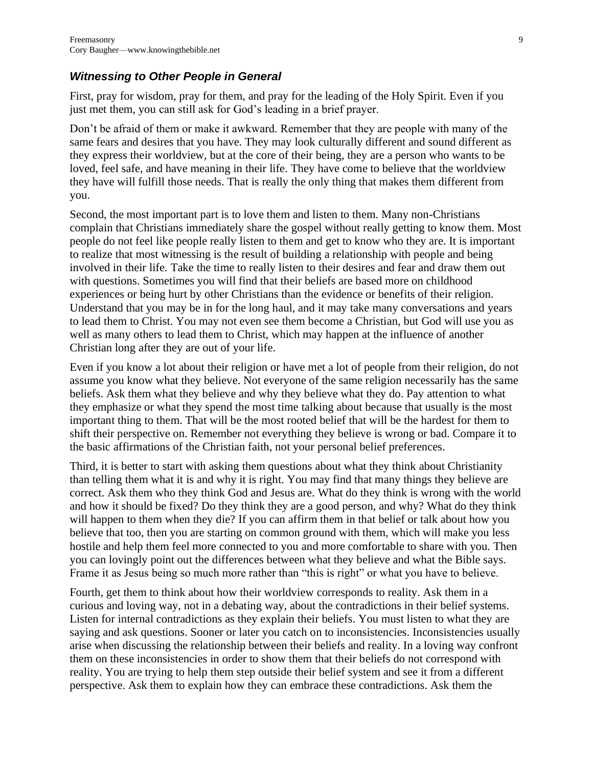### *Witnessing to Other People in General*

First, pray for wisdom, pray for them, and pray for the leading of the Holy Spirit. Even if you just met them, you can still ask for God's leading in a brief prayer.

Don't be afraid of them or make it awkward. Remember that they are people with many of the same fears and desires that you have. They may look culturally different and sound different as they express their worldview, but at the core of their being, they are a person who wants to be loved, feel safe, and have meaning in their life. They have come to believe that the worldview they have will fulfill those needs. That is really the only thing that makes them different from you.

Second, the most important part is to love them and listen to them. Many non-Christians complain that Christians immediately share the gospel without really getting to know them. Most people do not feel like people really listen to them and get to know who they are. It is important to realize that most witnessing is the result of building a relationship with people and being involved in their life. Take the time to really listen to their desires and fear and draw them out with questions. Sometimes you will find that their beliefs are based more on childhood experiences or being hurt by other Christians than the evidence or benefits of their religion. Understand that you may be in for the long haul, and it may take many conversations and years to lead them to Christ. You may not even see them become a Christian, but God will use you as well as many others to lead them to Christ, which may happen at the influence of another Christian long after they are out of your life.

Even if you know a lot about their religion or have met a lot of people from their religion, do not assume you know what they believe. Not everyone of the same religion necessarily has the same beliefs. Ask them what they believe and why they believe what they do. Pay attention to what they emphasize or what they spend the most time talking about because that usually is the most important thing to them. That will be the most rooted belief that will be the hardest for them to shift their perspective on. Remember not everything they believe is wrong or bad. Compare it to the basic affirmations of the Christian faith, not your personal belief preferences.

Third, it is better to start with asking them questions about what they think about Christianity than telling them what it is and why it is right. You may find that many things they believe are correct. Ask them who they think God and Jesus are. What do they think is wrong with the world and how it should be fixed? Do they think they are a good person, and why? What do they think will happen to them when they die? If you can affirm them in that belief or talk about how you believe that too, then you are starting on common ground with them, which will make you less hostile and help them feel more connected to you and more comfortable to share with you. Then you can lovingly point out the differences between what they believe and what the Bible says. Frame it as Jesus being so much more rather than "this is right" or what you have to believe.

Fourth, get them to think about how their worldview corresponds to reality. Ask them in a curious and loving way, not in a debating way, about the contradictions in their belief systems. Listen for internal contradictions as they explain their beliefs. You must listen to what they are saying and ask questions. Sooner or later you catch on to inconsistencies. Inconsistencies usually arise when discussing the relationship between their beliefs and reality. In a loving way confront them on these inconsistencies in order to show them that their beliefs do not correspond with reality. You are trying to help them step outside their belief system and see it from a different perspective. Ask them to explain how they can embrace these contradictions. Ask them the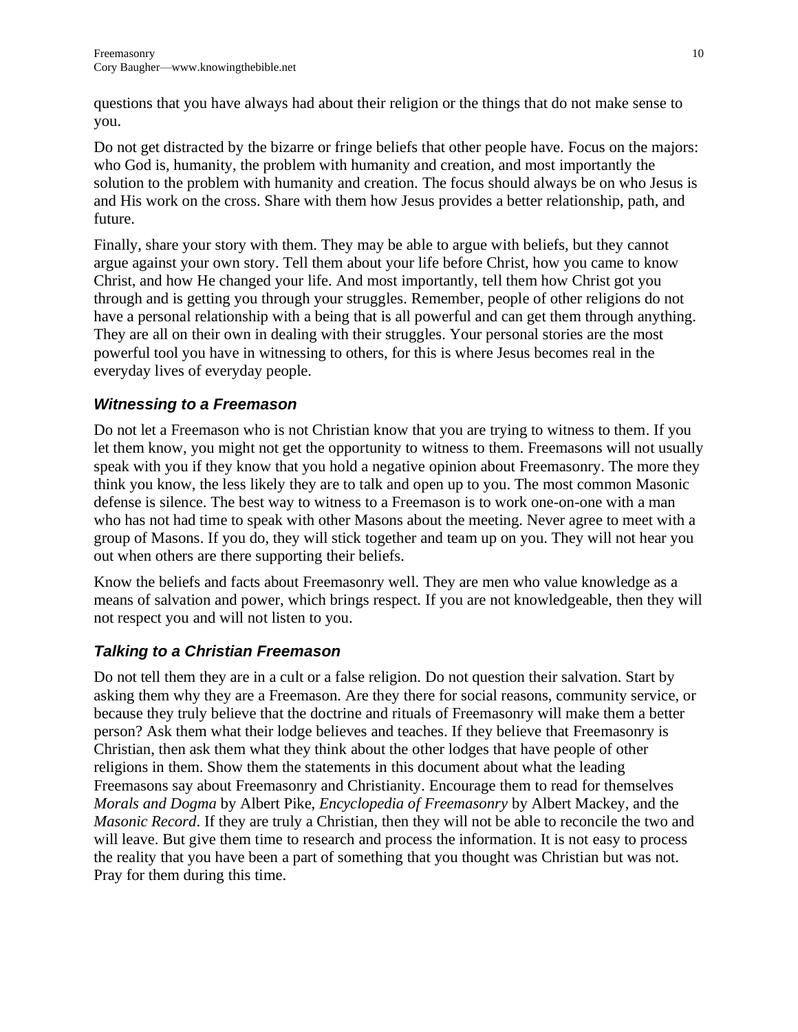questions that you have always had about their religion or the things that do not make sense to you.

Do not get distracted by the bizarre or fringe beliefs that other people have. Focus on the majors: who God is, humanity, the problem with humanity and creation, and most importantly the solution to the problem with humanity and creation. The focus should always be on who Jesus is and His work on the cross. Share with them how Jesus provides a better relationship, path, and future.

Finally, share your story with them. They may be able to argue with beliefs, but they cannot argue against your own story. Tell them about your life before Christ, how you came to know Christ, and how He changed your life. And most importantly, tell them how Christ got you through and is getting you through your struggles. Remember, people of other religions do not have a personal relationship with a being that is all powerful and can get them through anything. They are all on their own in dealing with their struggles. Your personal stories are the most powerful tool you have in witnessing to others, for this is where Jesus becomes real in the everyday lives of everyday people.

### *Witnessing to a Freemason*

Do not let a Freemason who is not Christian know that you are trying to witness to them. If you let them know, you might not get the opportunity to witness to them. Freemasons will not usually speak with you if they know that you hold a negative opinion about Freemasonry. The more they think you know, the less likely they are to talk and open up to you. The most common Masonic defense is silence. The best way to witness to a Freemason is to work one-on-one with a man who has not had time to speak with other Masons about the meeting. Never agree to meet with a group of Masons. If you do, they will stick together and team up on you. They will not hear you out when others are there supporting their beliefs.

Know the beliefs and facts about Freemasonry well. They are men who value knowledge as a means of salvation and power, which brings respect. If you are not knowledgeable, then they will not respect you and will not listen to you.

### *Talking to a Christian Freemason*

Do not tell them they are in a cult or a false religion. Do not question their salvation. Start by asking them why they are a Freemason. Are they there for social reasons, community service, or because they truly believe that the doctrine and rituals of Freemasonry will make them a better person? Ask them what their lodge believes and teaches. If they believe that Freemasonry is Christian, then ask them what they think about the other lodges that have people of other religions in them. Show them the statements in this document about what the leading Freemasons say about Freemasonry and Christianity. Encourage them to read for themselves *Morals and Dogma* by Albert Pike, *Encyclopedia of Freemasonry* by Albert Mackey, and the *Masonic Record*. If they are truly a Christian, then they will not be able to reconcile the two and will leave. But give them time to research and process the information. It is not easy to process the reality that you have been a part of something that you thought was Christian but was not. Pray for them during this time.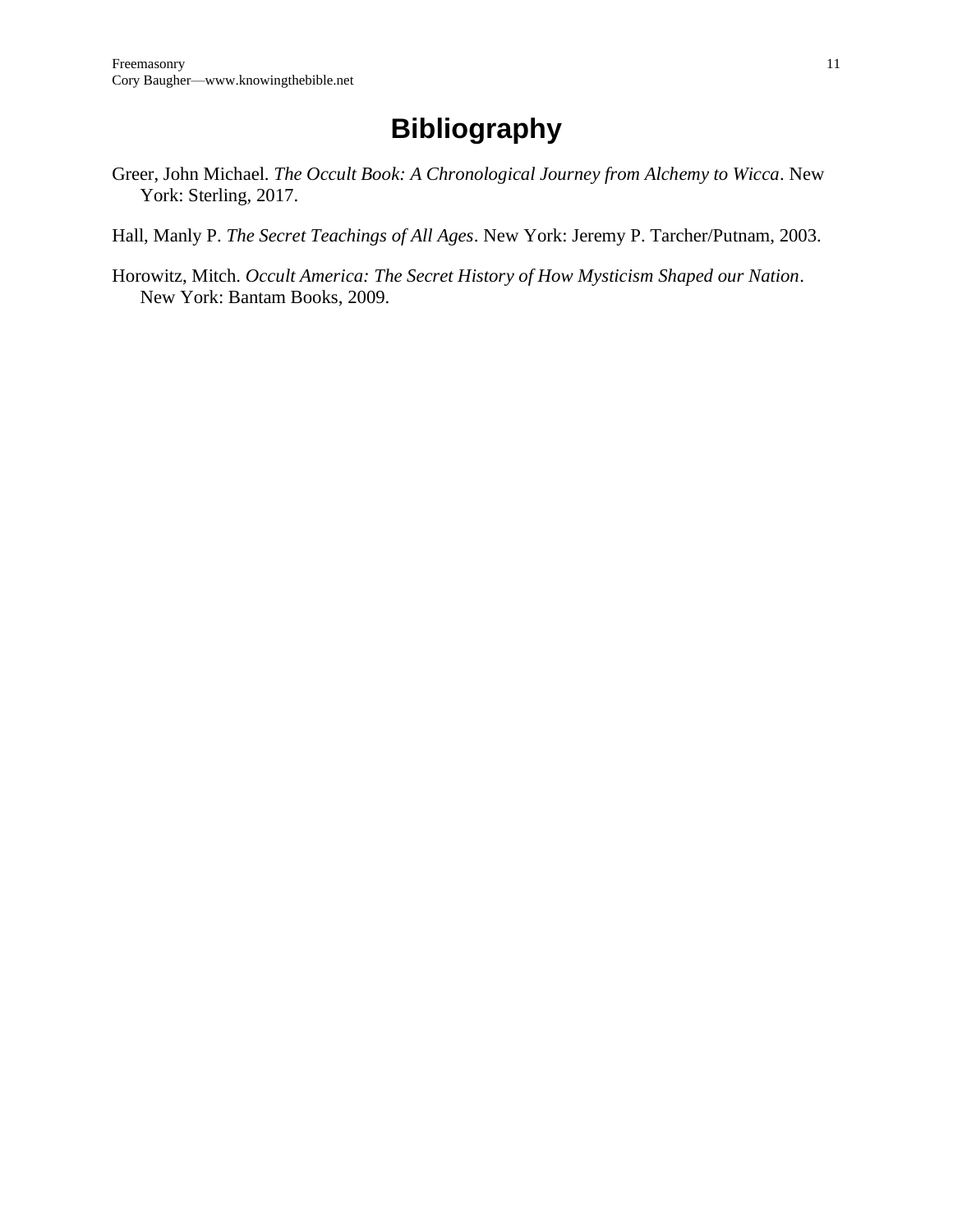# Bibliography

Greer, John Michael. *The Occult Book: A Chronological Journey from Alchemy to Wicca*. New York: Sterling, 2017.

Hall, Manly P. *The Secret Teachings of All Ages*. New York: Jeremy P. Tarcher/Putnam, 2003.

Horowitz, Mitch. *Occult America: The Secret History of How Mysticism Shaped our Nation*. New York: Bantam Books, 2009.